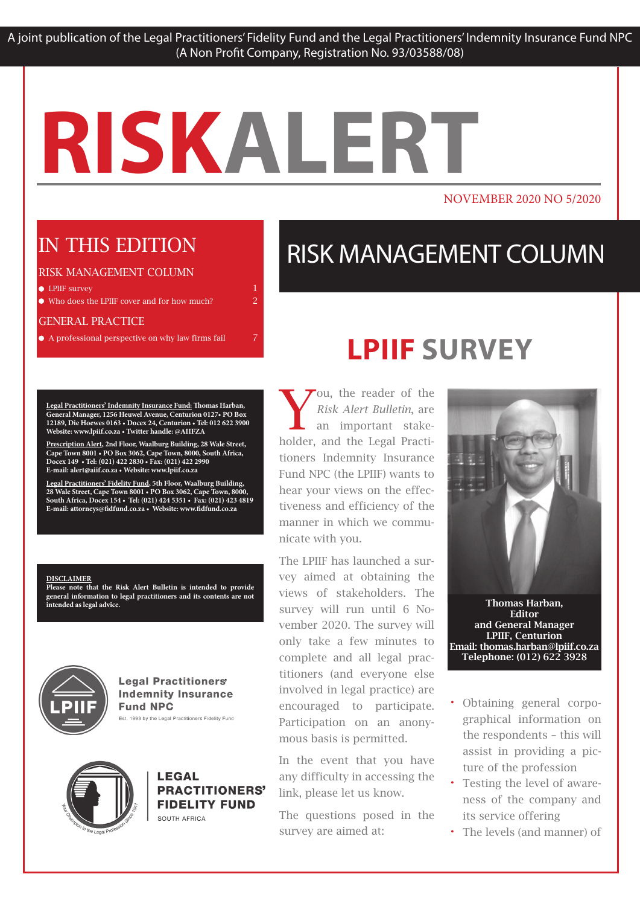A joint publication of the Legal Practitioners' Fidelity Fund and the Legal Practitioners' Indemnity Insurance Fund NPC (A Non Profit Company, Registration No. 93/03588/08)

# RISKALERT

NOVEMBER 2020 NO 5/2020

## IN THIS EDITION

RISK MANAGEMENT COLUMN

- LPIIF survey 1
- Who does the LPIIF cover and for how much? 2

GENERAL PRACTICE

- A professional perspective on why law firms fail 7

**Legal Practitioners' Indemnity Insurance Fund: Thomas Harban, General Manager, 1256 Heuwel Avenue, Centurion 0127• PO Box 12189, Die Hoewes 0163 • Docex 24, Centurion • Tel: 012 622 3900 Website: www.lpiif.co.za • Twitter handle: @AIIFZA**

**Prescription Alert, 2nd Floor, Waalburg Building, 28 Wale Street, Cape Town 8001 • PO Box 3062, Cape Town, 8000, South Africa, Docex 149 • Tel: (021) 422 2830 • Fax: (021) 422 2990 E-mail: alert@aiif.co.za • Website: www.lpiif.co.za**

**Legal Practitioners' Fidelity Fund, 5th Floor, Waalburg Building, 28 Wale Street, Cape Town 8001 • PO Box 3062, Cape Town, 8000, South Africa, Docex 154 • Tel: (021) 424 5351 • Fax: (021) 423 4819 E-mail: attorneys@fidfund.co.za • Website: www.fidfund.co.za**

**DISCLAIMER**
**Please note that the Risk Alert Bulletin is intended to provide general information to legal practitioners and its contents are not intended as legal advice.**

Legal Practitioners' Indemnity Insurance Fund NPC
Est. 1993 by the Legal Practitioners Fidelity Fund

LEGAL PRACTITIONERS' FIDELITY FUND
SOUTH AFRICA

# RISK MANAGEMENT COLUMN

## LPIIF SURVEY

You, the reader of the *Risk Alert Bulletin*, are an important stakeholder, and the Legal Practitioners Indemnity Insurance Fund NPC (the LPIIF) wants to hear your views on the effectiveness and efficiency of the manner in which we communicate with you.

The LPIIF has launched a survey aimed at obtaining the views of stakeholders. The survey will run until 6 November 2020. The survey will only take a few minutes to complete and all legal practitioners (and everyone else involved in legal practice) are encouraged to participate. Participation on an anonymous basis is permitted.

In the event that you have any difficulty in accessing the link, please let us know.

The questions posed in the survey are aimed at:

**Thomas Harban, Editor and General Manager LPIIF, Centurion Email: thomas.harban@lpiif.co.za Telephone: (012) 622 3928**

- Obtaining general corpographical information on the respondents – this will assist in providing a picture of the profession
- Testing the level of awareness of the company and its service offering
- The levels (and manner) of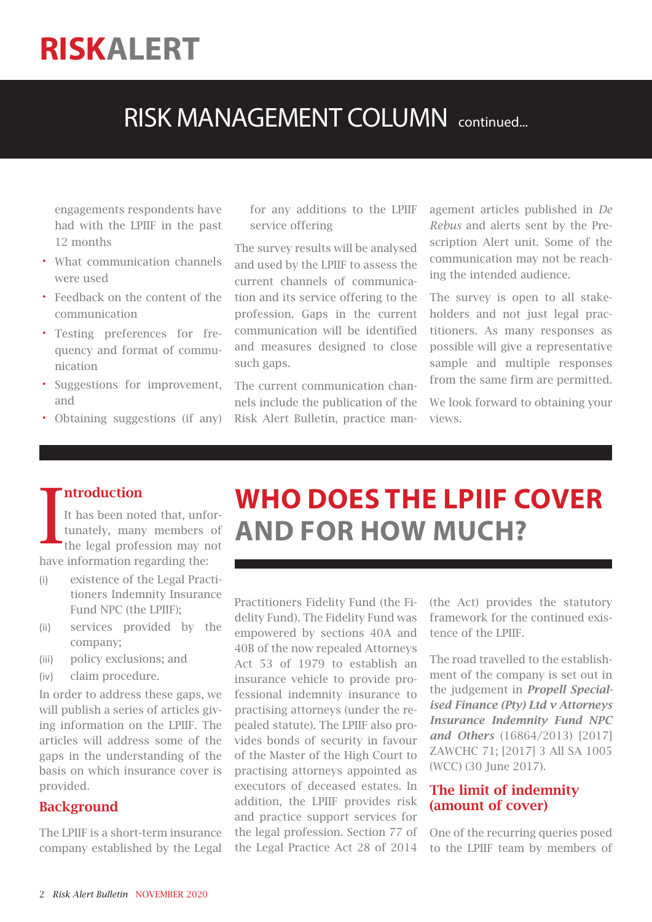# RISK MANAGEMENT COLUMN continued...

engagements respondents have had with the LPIIF in the past 12 months

- What communication channels were used
- Feedback on the content of the communication
- Testing preferences for frequency and format of communication
- Suggestions for improvement, and
- Obtaining suggestions (if any) for any additions to the LPIIF service offering

The survey results will be analysed and used by the LPIIF to assess the current channels of communication and its service offering to the profession. Gaps in the current communication will be identified and measures designed to close such gaps.

The current communication channels include the publication of the Risk Alert Bulletin, practice management articles published in *De Rebus* and alerts sent by the Prescription Alert unit. Some of the communication may not be reaching the intended audience.

The survey is open to all stakeholders and not just legal practitioners. As many responses as possible will give a representative sample and multiple responses from the same firm are permitted.

We look forward to obtaining your views.

# WHO DOES THE LPIIF COVER AND FOR HOW MUCH?

## Introduction

It has been noted that, unfortunately, many members of the legal profession may not have information regarding the:

(i) existence of the Legal Practitioners Indemnity Insurance Fund NPC (the LPIIF);
(ii) services provided by the company;
(iii) policy exclusions; and
(iv) claim procedure.

In order to address these gaps, we will publish a series of articles giving information on the LPIIF. The articles will address some of the gaps in the understanding of the basis on which insurance cover is provided.

## Background

The LPIIF is a short-term insurance company established by the Legal Practitioners Fidelity Fund (the Fidelity Fund). The Fidelity Fund was empowered by sections 40A and 40B of the now repealed Attorneys Act 53 of 1979 to establish an insurance vehicle to provide professional indemnity insurance to practising attorneys (under the repealed statute). The LPIIF also provides bonds of security in favour of the Master of the High Court to practising attorneys appointed as executors of deceased estates. In addition, the LPIIF provides risk and practice support services for the legal profession. Section 77 of the Legal Practice Act 28 of 2014 (the Act) provides the statutory framework for the continued existence of the LPIIF.

The road travelled to the establishment of the company is set out in the judgement in ***Propell Specialised Finance (Pty) Ltd v Attorneys Insurance Indemnity Fund NPC and Others*** (16864/2013) [2017] ZAWCHC 71; [2017] 3 All SA 1005 (WCC) (30 June 2017).

## The limit of indemnity (amount of cover)

One of the recurring queries posed to the LPIIF team by members of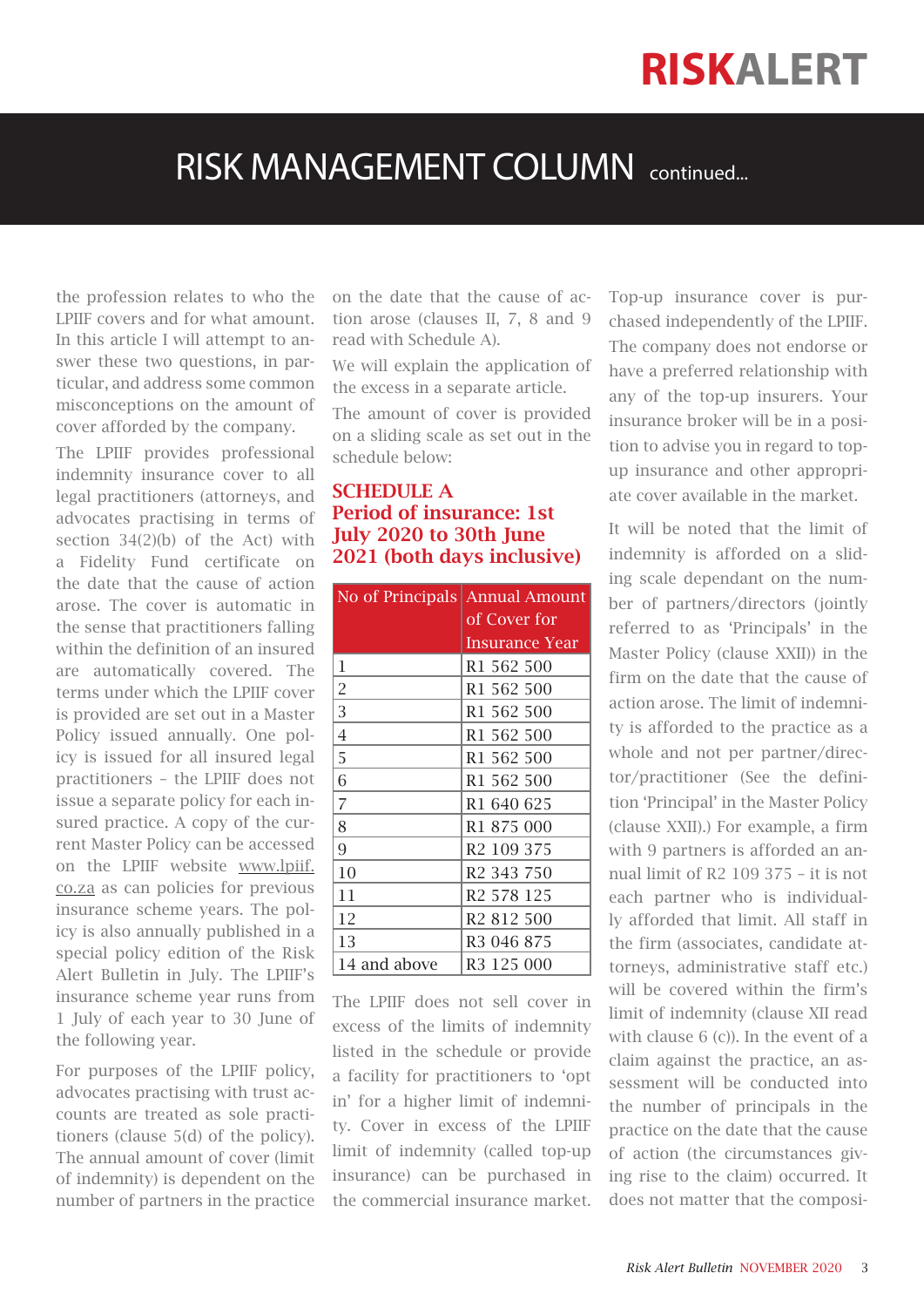the profession relates to who the LPIIF covers and for what amount. In this article I will attempt to answer these two questions, in particular, and address some common misconceptions on the amount of cover afforded by the company.

The LPIIF provides professional indemnity insurance cover to all legal practitioners (attorneys, and advocates practising in terms of section 34(2)(b) of the Act) with a Fidelity Fund certificate on the date that the cause of action arose. The cover is automatic in the sense that practitioners falling within the definition of an insured are automatically covered. The terms under which the LPIIF cover is provided are set out in a Master Policy issued annually. One policy is issued for all insured legal practitioners – the LPIIF does not issue a separate policy for each insured practice. A copy of the current Master Policy can be accessed on the LPIIF website www.lpiif.co.za as can policies for previous insurance scheme years. The policy is also annually published in a special policy edition of the Risk Alert Bulletin in July. The LPIIF's insurance scheme year runs from 1 July of each year to 30 June of the following year.

For purposes of the LPIIF policy, advocates practising with trust accounts are treated as sole practitioners (clause 5(d) of the policy). The annual amount of cover (limit of indemnity) is dependent on the number of partners in the practice on the date that the cause of action arose (clauses II, 7, 8 and 9 read with Schedule A).

We will explain the application of the excess in a separate article.

The amount of cover is provided on a sliding scale as set out in the schedule below:

## SCHEDULE A
## Period of insurance: 1st July 2020 to 30th June 2021 (both days inclusive)

| No of Principals | Annual Amount of Cover for Insurance Year |
|---|---|
| 1 | R1 562 500 |
| 2 | R1 562 500 |
| 3 | R1 562 500 |
| 4 | R1 562 500 |
| 5 | R1 562 500 |
| 6 | R1 562 500 |
| 7 | R1 640 625 |
| 8 | R1 875 000 |
| 9 | R2 109 375 |
| 10 | R2 343 750 |
| 11 | R2 578 125 |
| 12 | R2 812 500 |
| 13 | R3 046 875 |
| 14 and above | R3 125 000 |

The LPIIF does not sell cover in excess of the limits of indemnity listed in the schedule or provide a facility for practitioners to 'opt in' for a higher limit of indemnity. Cover in excess of the LPIIF limit of indemnity (called top-up insurance) can be purchased in the commercial insurance market. Top-up insurance cover is purchased independently of the LPIIF. The company does not endorse or have a preferred relationship with any of the top-up insurers. Your insurance broker will be in a position to advise you in regard to top-up insurance and other appropriate cover available in the market.

It will be noted that the limit of indemnity is afforded on a sliding scale dependant on the number of partners/directors (jointly referred to as 'Principals' in the Master Policy (clause XXII)) in the firm on the date that the cause of action arose. The limit of indemnity is afforded to the practice as a whole and not per partner/director/practitioner (See the definition 'Principal' in the Master Policy (clause XXII).) For example, a firm with 9 partners is afforded an annual limit of R2 109 375 – it is not each partner who is individually afforded that limit. All staff in the firm (associates, candidate attorneys, administrative staff etc.) will be covered within the firm's limit of indemnity (clause XII read with clause 6 (c)). In the event of a claim against the practice, an assessment will be conducted into the number of principals in the practice on the date that the cause of action (the circumstances giving rise to the claim) occurred. It does not matter that the composi-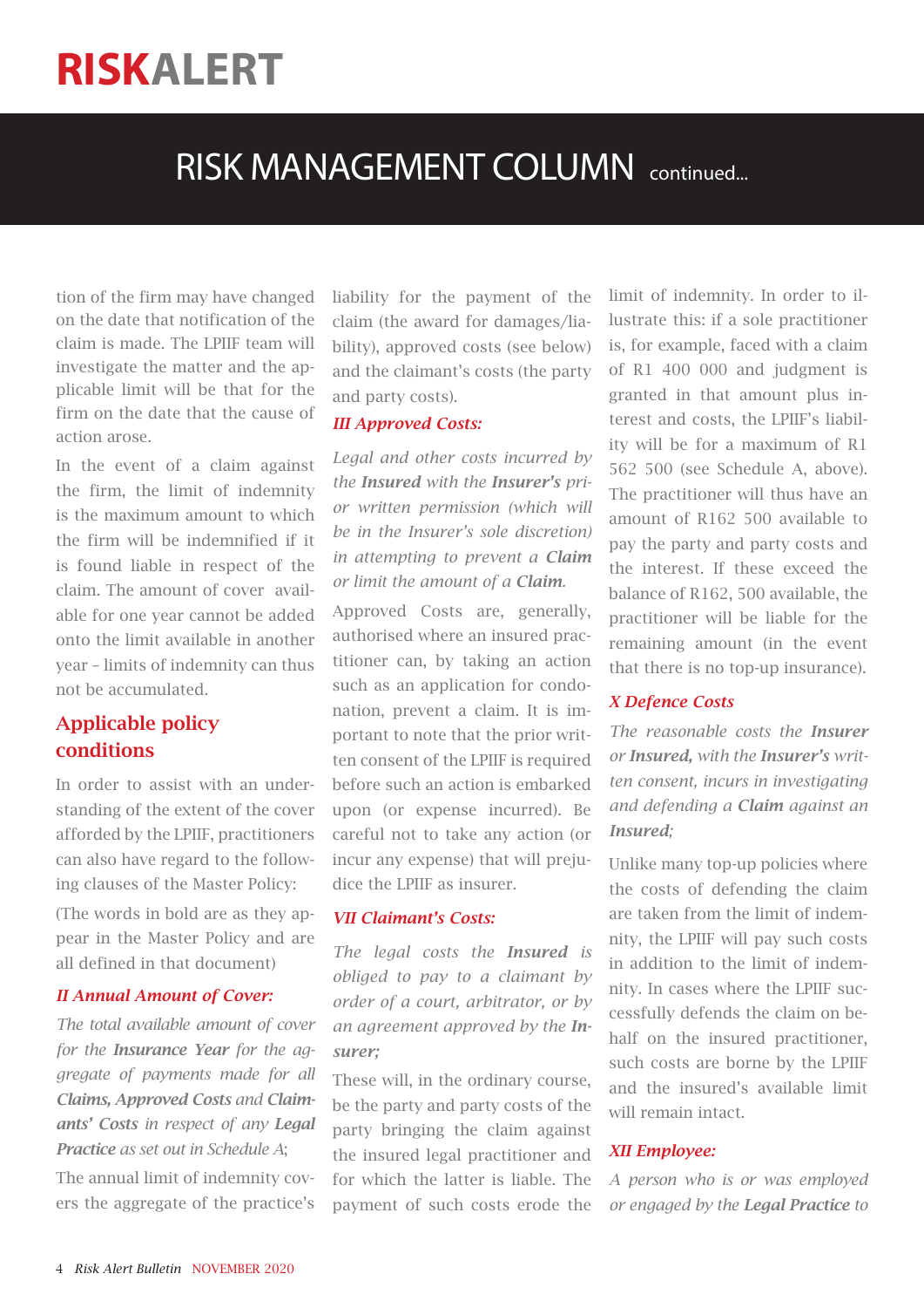# RISK MANAGEMENT COLUMN continued...

tion of the firm may have changed on the date that notification of the claim is made. The LPIIF team will investigate the matter and the applicable limit will be that for the firm on the date that the cause of action arose.

In the event of a claim against the firm, the limit of indemnity is the maximum amount to which the firm will be indemnified if it is found liable in respect of the claim. The amount of cover available for one year cannot be added onto the limit available in another year – limits of indemnity can thus not be accumulated.

## Applicable policy conditions

In order to assist with an understanding of the extent of the cover afforded by the LPIIF, practitioners can also have regard to the following clauses of the Master Policy:

(The words in bold are as they appear in the Master Policy and are all defined in that document)

### *II Annual Amount of Cover:*

*The total available amount of cover for the **Insurance Year** for the aggregate of payments made for all **Claims, Approved Costs** and **Claimants' Costs** in respect of any **Legal Practice** as set out in Schedule A*;

The annual limit of indemnity covers the aggregate of the practice's liability for the payment of the claim (the award for damages/liability), approved costs (see below) and the claimant's costs (the party and party costs).

### *III Approved Costs:*

*Legal and other costs incurred by the **Insured** with the **Insurer's** prior written permission (which will be in the Insurer's sole discretion) in attempting to prevent a **Claim** or limit the amount of a **Claim**.*

Approved Costs are, generally, authorised where an insured practitioner can, by taking an action such as an application for condonation, prevent a claim. It is important to note that the prior written consent of the LPIIF is required before such an action is embarked upon (or expense incurred). Be careful not to take any action (or incur any expense) that will prejudice the LPIIF as insurer.

### *VII Claimant's Costs:*

*The legal costs the **Insured** is obliged to pay to a claimant by order of a court, arbitrator, or by an agreement approved by the **Insurer;***

These will, in the ordinary course, be the party and party costs of the party bringing the claim against the insured legal practitioner and for which the latter is liable. The payment of such costs erode the limit of indemnity. In order to illustrate this: if a sole practitioner is, for example, faced with a claim of R1 400 000 and judgment is granted in that amount plus interest and costs, the LPIIF's liability will be for a maximum of R1 562 500 (see Schedule A, above). The practitioner will thus have an amount of R162 500 available to pay the party and party costs and the interest. If these exceed the balance of R162, 500 available, the practitioner will be liable for the remaining amount (in the event that there is no top-up insurance).

### *X Defence Costs*

*The reasonable costs the **Insurer** or **Insured,** with the **Insurer's** written consent, incurs in investigating and defending a **Claim** against an **Insured**;*

Unlike many top-up policies where the costs of defending the claim are taken from the limit of indemnity, the LPIIF will pay such costs in addition to the limit of indemnity. In cases where the LPIIF successfully defends the claim on behalf on the insured practitioner, such costs are borne by the LPIIF and the insured's available limit will remain intact.

### *XII Employee:*

*A person who is or was employed or engaged by the **Legal Practice** to*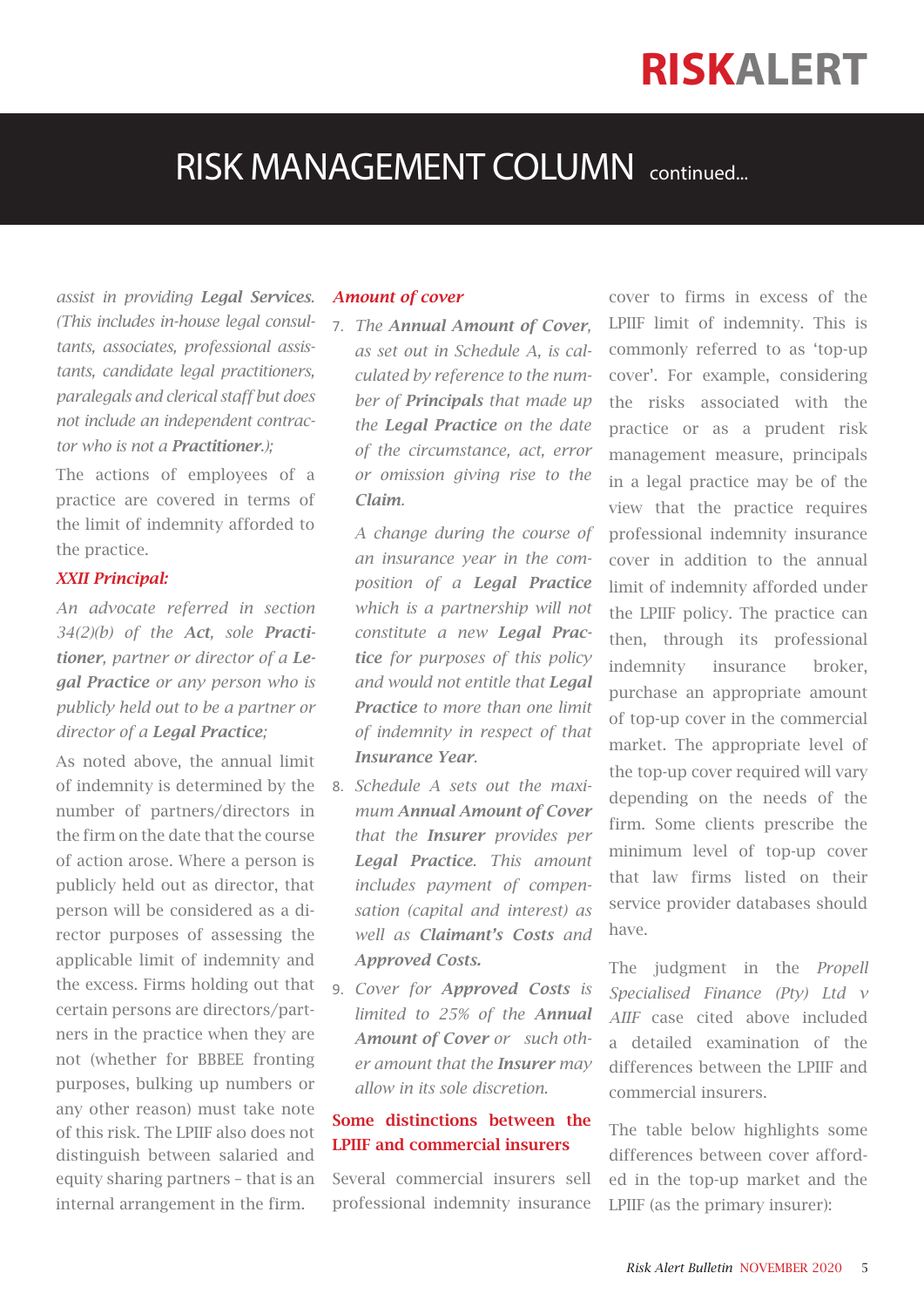# RISK MANAGEMENT COLUMN continued...

*assist in providing* ***Legal Services****. (This includes in-house legal consultants, associates, professional assistants, candidate legal practitioners, paralegals and clerical staff but does not include an independent contractor who is not a* ***Practitioner****.);*

The actions of employees of a practice are covered in terms of the limit of indemnity afforded to the practice.

***XXII Principal:***

*An advocate referred in section 34(2)(b) of the* ***Act****, sole* ***Practitioner****, partner or director of a* ***Legal Practice*** *or any person who is publicly held out to be a partner or director of a* ***Legal Practice****;*

As noted above, the annual limit of indemnity is determined by the number of partners/directors in the firm on the date that the course of action arose. Where a person is publicly held out as director, that person will be considered as a director purposes of assessing the applicable limit of indemnity and the excess. Firms holding out that certain persons are directors/partners in the practice when they are not (whether for BBBEE fronting purposes, bulking up numbers or any other reason) must take note of this risk. The LPIIF also does not distinguish between salaried and equity sharing partners – that is an internal arrangement in the firm.

***Amount of cover***

7. *The* ***Annual Amount of Cover****, as set out in Schedule A, is calculated by reference to the number of* ***Principals*** *that made up the* ***Legal Practice*** *on the date of the circumstance, act, error or omission giving rise to the* ***Claim****.*

   *A change during the course of an insurance year in the composition of a* ***Legal Practice*** *which is a partnership will not constitute a new* ***Legal Practice*** *for purposes of this policy and would not entitle that* ***Legal Practice*** *to more than one limit of indemnity in respect of that* ***Insurance Year****.*

8. *Schedule A sets out the maximum* ***Annual Amount of Cover*** *that the* ***Insurer*** *provides per* ***Legal Practice****. This amount includes payment of compensation (capital and interest) as well as* ***Claimant's Costs*** *and* ***Approved Costs****.*

9. *Cover for* ***Approved Costs*** *is limited to 25% of the* ***Annual Amount of Cover*** *or such other amount that the* ***Insurer*** *may allow in its sole discretion.*

**Some distinctions between the LPIIF and commercial insurers**

Several commercial insurers sell professional indemnity insurance cover to firms in excess of the LPIIF limit of indemnity. This is commonly referred to as 'top-up cover'. For example, considering the risks associated with the practice or as a prudent risk management measure, principals in a legal practice may be of the view that the practice requires professional indemnity insurance cover in addition to the annual limit of indemnity afforded under the LPIIF policy. The practice can then, through its professional indemnity insurance broker, purchase an appropriate amount of top-up cover in the commercial market. The appropriate level of the top-up cover required will vary depending on the needs of the firm. Some clients prescribe the minimum level of top-up cover that law firms listed on their service provider databases should have.

The judgment in the *Propell Specialised Finance (Pty) Ltd v AIIF* case cited above included a detailed examination of the differences between the LPIIF and commercial insurers.

The table below highlights some differences between cover afforded in the top-up market and the LPIIF (as the primary insurer):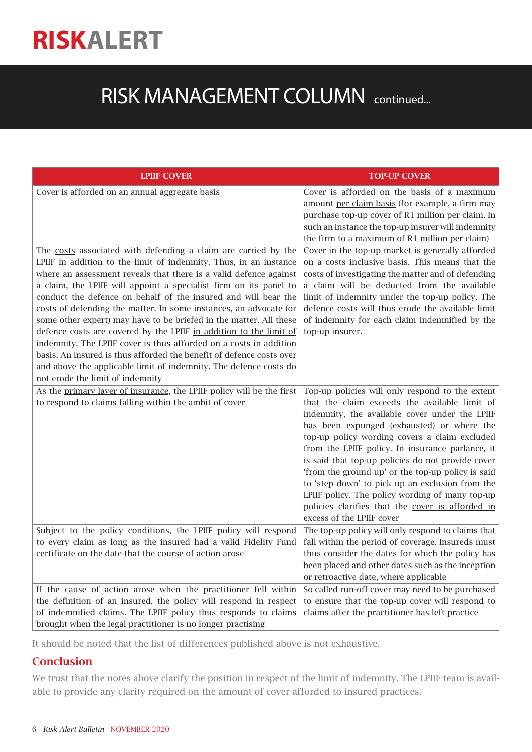# RISK MANAGEMENT COLUMN continued...

| LPIIF COVER | TOP-UP COVER |
|---|---|
| Cover is afforded on an annual aggregate basis | Cover is afforded on the basis of a maximum amount per claim basis (for example, a firm may purchase top-up cover of R1 million per claim. In such an instance the top-up insurer will indemnity the firm to a maximum of R1 million per claim) |
| The costs associated with defending a claim are carried by the LPIIF in addition to the limit of indemnity. Thus, in an instance where an assessment reveals that there is a valid defence against a claim, the LPIIF will appoint a specialist firm on its panel to conduct the defence on behalf of the insured and will bear the costs of defending the matter. In some instances, an advocate (or some other expert) may have to be briefed in the matter. All these defence costs are covered by the LPIIF in addition to the limit of indemnity. The LPIIF cover is thus afforded on a costs in addition basis. An insured is thus afforded the benefit of defence costs over and above the applicable limit of indemnity. The defence costs do not erode the limit of indemnity | Cover in the top-up market is generally afforded on a costs inclusive basis. This means that the costs of investigating the matter and of defending a claim will be deducted from the available limit of indemnity under the top-up policy. The defence costs will thus erode the available limit of indemnity for each claim indemnified by the top-up insurer. |
| As the primary layer of insurance, the LPIIF policy will be the first to respond to claims falling within the ambit of cover | Top-up policies will only respond to the extent that the claim exceeds the available limit of indemnity, the available cover under the LPIIF has been expunged (exhausted) or where the top-up policy wording covers a claim excluded from the LPIIF policy. In insurance parlance, it is said that top-up policies do not provide cover 'from the ground up' or the top-up policy is said to 'step down' to pick up an exclusion from the LPIIF policy. The policy wording of many top-up policies clarifies that the cover is afforded in excess of the LPIIF cover |
| Subject to the policy conditions, the LPIIF policy will respond to every claim as long as the insured had a valid Fidelity Fund certificate on the date that the course of action arose | The top-up policy will only respond to claims that fall within the period of coverage. Insureds must thus consider the dates for which the policy has been placed and other dates such as the inception or retroactive date, where applicable |
| If the cause of action arose when the practitioner fell within the definition of an insured, the policy will respond in respect of indemnified claims. The LPIIF policy thus responds to claims brought when the legal practitioner is no longer practising | So called run-off cover may need to be purchased to ensure that the top-up cover will respond to claims after the practitioner has left practice |

It should be noted that the list of differences published above is not exhaustive.

## Conclusion

We trust that the notes above clarify the position in respect of the limit of indemnity. The LPIIF team is available to provide any clarity required on the amount of cover afforded to insured practices.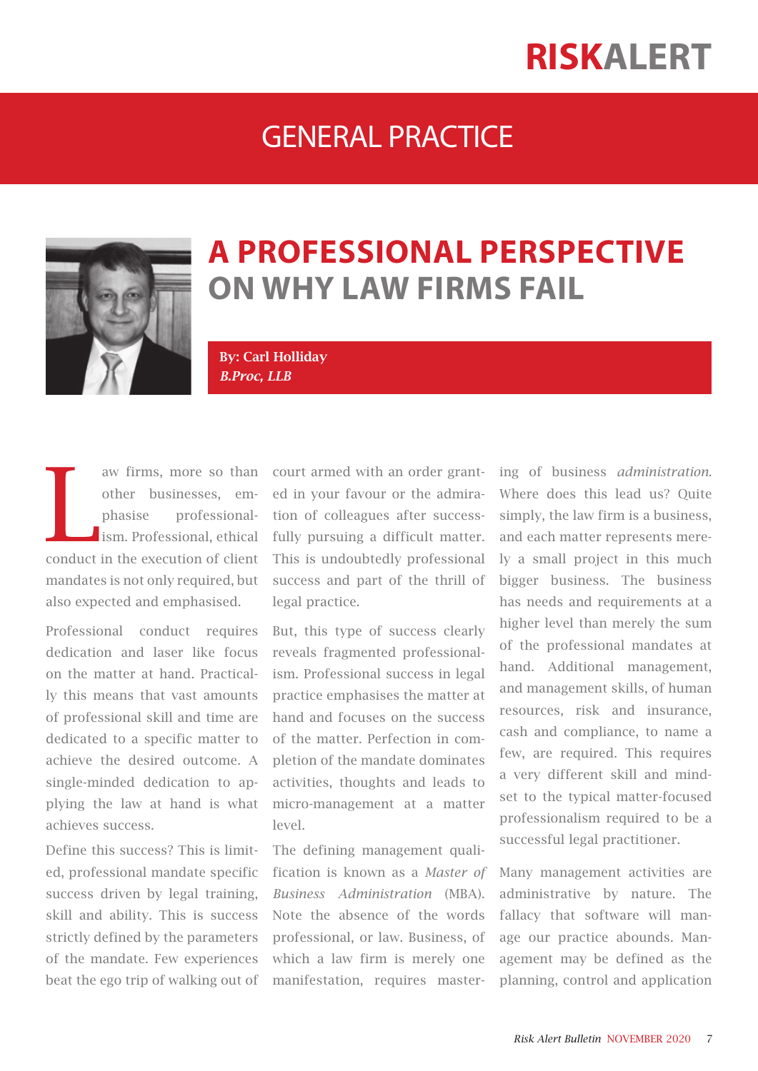# GENERAL PRACTICE

# A PROFESSIONAL PERSPECTIVE ON WHY LAW FIRMS FAIL

**By: Carl Holliday**
***B.Proc, LLB***

Law firms, more so than other businesses, emphasise professionalism. Professional, ethical conduct in the execution of client mandates is not only required, but also expected and emphasised.

Professional conduct requires dedication and laser like focus on the matter at hand. Practically this means that vast amounts of professional skill and time are dedicated to a specific matter to achieve the desired outcome. A single-minded dedication to applying the law at hand is what achieves success.

Define this success? This is limited, professional mandate specific success driven by legal training, skill and ability. This is success strictly defined by the parameters of the mandate. Few experiences beat the ego trip of walking out of court armed with an order granted in your favour or the admiration of colleagues after successfully pursuing a difficult matter. This is undoubtedly professional success and part of the thrill of legal practice.

But, this type of success clearly reveals fragmented professionalism. Professional success in legal practice emphasises the matter at hand and focuses on the success of the matter. Perfection in completion of the mandate dominates activities, thoughts and leads to micro-management at a matter level.

The defining management qualification is known as a *Master of Business Administration* (MBA). Note the absence of the words professional, or law. Business, of which a law firm is merely one manifestation, requires mastering of business *administration.* Where does this lead us? Quite simply, the law firm is a business, and each matter represents merely a small project in this much bigger business. The business has needs and requirements at a higher level than merely the sum of the professional mandates at hand. Additional management, and management skills, of human resources, risk and insurance, cash and compliance, to name a few, are required. This requires a very different skill and mindset to the typical matter-focused professionalism required to be a successful legal practitioner.

Many management activities are administrative by nature. The fallacy that software will manage our practice abounds. Management may be defined as the planning, control and application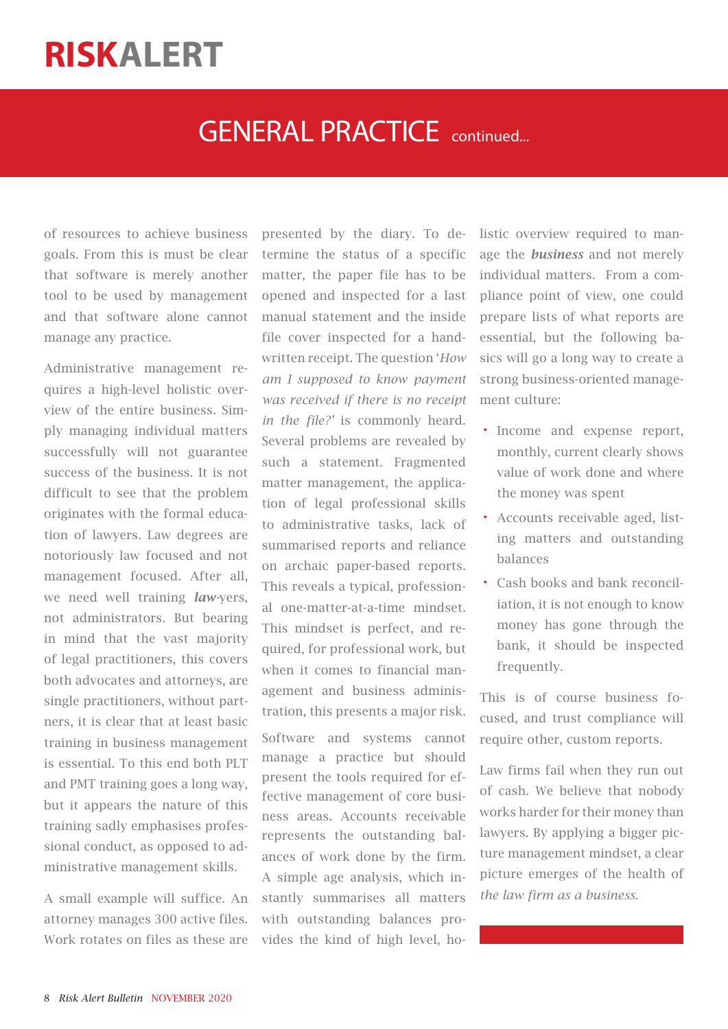# RISKALERT

## GENERAL PRACTICE continued...

of resources to achieve business goals. From this is must be clear that software is merely another tool to be used by management and that software alone cannot manage any practice.

Administrative management requires a high-level holistic overview of the entire business. Simply managing individual matters successfully will not guarantee success of the business. It is not difficult to see that the problem originates with the formal education of lawyers. Law degrees are notoriously law focused and not management focused. After all, we need well training ***law***-yers, not administrators. But bearing in mind that the vast majority of legal practitioners, this covers both advocates and attorneys, are single practitioners, without partners, it is clear that at least basic training in business management is essential. To this end both PLT and PMT training goes a long way, but it appears the nature of this training sadly emphasises professional conduct, as opposed to administrative management skills.

A small example will suffice. An attorney manages 300 active files. Work rotates on files as these are presented by the diary. To determine the status of a specific matter, the paper file has to be opened and inspected for a last manual statement and the inside file cover inspected for a handwritten receipt. The question '*How am I supposed to know payment was received if there is no receipt in the file?*' is commonly heard. Several problems are revealed by such a statement. Fragmented matter management, the application of legal professional skills to administrative tasks, lack of summarised reports and reliance on archaic paper-based reports. This reveals a typical, professional one-matter-at-a-time mindset. This mindset is perfect, and required, for professional work, but when it comes to financial management and business administration, this presents a major risk.

Software and systems cannot manage a practice but should present the tools required for effective management of core business areas. Accounts receivable represents the outstanding balances of work done by the firm. A simple age analysis, which instantly summarises all matters with outstanding balances provides the kind of high level, holistic overview required to manage the ***business*** and not merely individual matters. From a compliance point of view, one could prepare lists of what reports are essential, but the following basics will go a long way to create a strong business-oriented management culture:

- Income and expense report, monthly, current clearly shows value of work done and where the money was spent
- Accounts receivable aged, listing matters and outstanding balances
- Cash books and bank reconciliation, it is not enough to know money has gone through the bank, it should be inspected frequently.

This is of course business focused, and trust compliance will require other, custom reports.

Law firms fail when they run out of cash. We believe that nobody works harder for their money than lawyers. By applying a bigger picture management mindset, a clear picture emerges of the health of *the law firm as a business.*